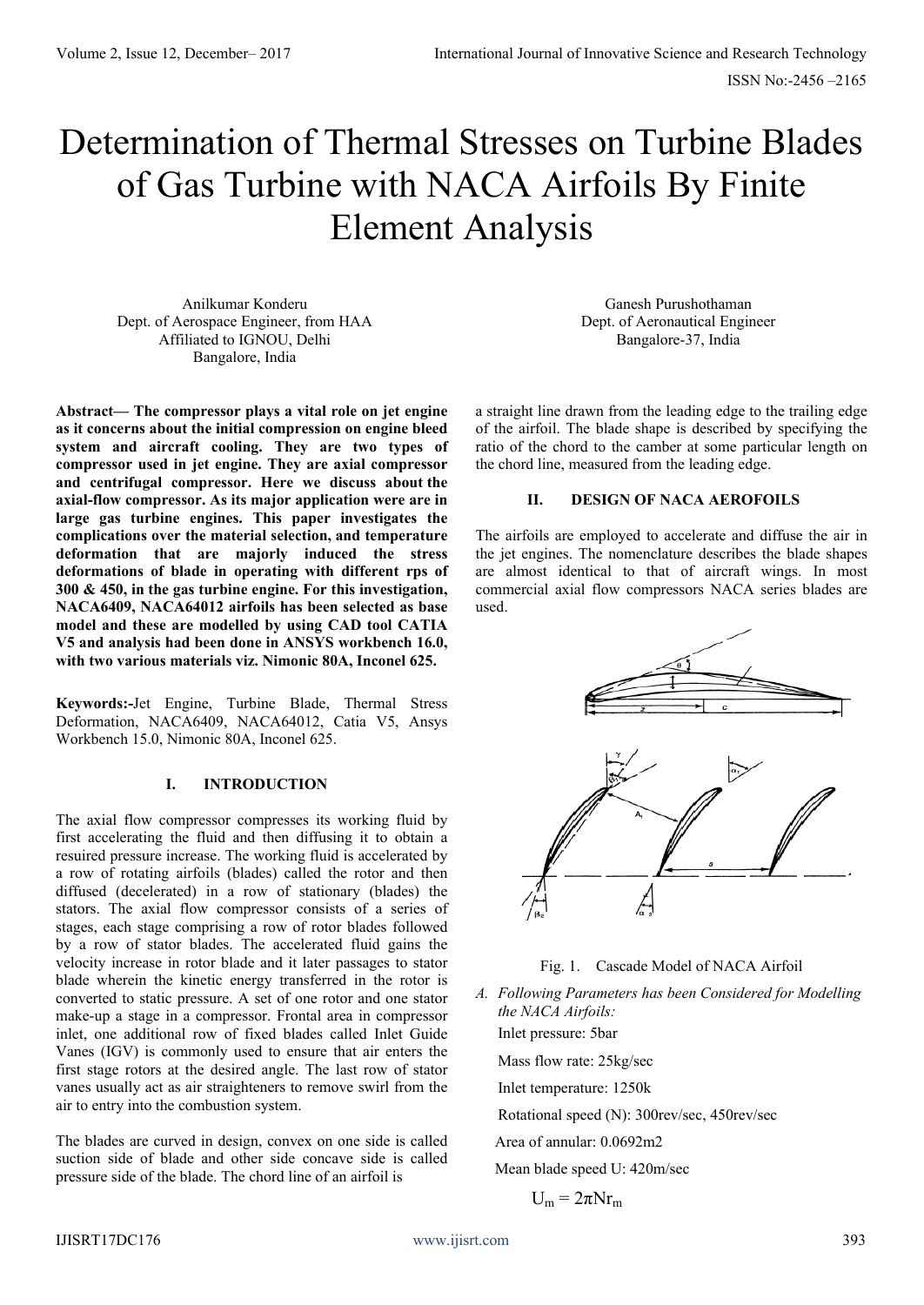# Determination of Thermal Stresses on Turbine Blades of Gas Turbine with NACA Airfoils By Finite Element Analysis

Anilkumar Konderu
Dept. of Aerospace Engineer, from HAA
Affiliated to IGNOU, Delhi
Bangalore, India

Ganesh Purushothaman
Dept. of Aeronautical Engineer
Bangalore-37, India

**Abstract— The compressor plays a vital role on jet engine as it concerns about the initial compression on engine bleed system and aircraft cooling. They are two types of compressor used in jet engine. They are axial compressor and centrifugal compressor. Here we discuss about the axial-flow compressor. As its major application were are in large gas turbine engines. This paper investigates the complications over the material selection, and temperature deformation that are majorly induced the stress deformations of blade in operating with different rps of 300 & 450, in the gas turbine engine. For this investigation, NACA6409, NACA64012 airfoils has been selected as base model and these are modelled by using CAD tool CATIA V5 and analysis had been done in ANSYS workbench 16.0, with two various materials viz. Nimonic 80A, Inconel 625.**

**Keywords:-**Jet Engine, Turbine Blade, Thermal Stress Deformation, NACA6409, NACA64012, Catia V5, Ansys Workbench 15.0, Nimonic 80A, Inconel 625.

## I. INTRODUCTION

The axial flow compressor compresses its working fluid by first accelerating the fluid and then diffusing it to obtain a resuired pressure increase. The working fluid is accelerated by a row of rotating airfoils (blades) called the rotor and then diffused (decelerated) in a row of stationary (blades) the stators. The axial flow compressor consists of a series of stages, each stage comprising a row of rotor blades followed by a row of stator blades. The accelerated fluid gains the velocity increase in rotor blade and it later passages to stator blade wherein the kinetic energy transferred in the rotor is converted to static pressure. A set of one rotor and one stator make-up a stage in a compressor. Frontal area in compressor inlet, one additional row of fixed blades called Inlet Guide Vanes (IGV) is commonly used to ensure that air enters the first stage rotors at the desired angle. The last row of stator vanes usually act as air straighteners to remove swirl from the air to entry into the combustion system.

The blades are curved in design, convex on one side is called suction side of blade and other side concave side is called pressure side of the blade. The chord line of an airfoil is a straight line drawn from the leading edge to the trailing edge of the airfoil. The blade shape is described by specifying the ratio of the chord to the camber at some particular length on the chord line, measured from the leading edge.

## II. DESIGN OF NACA AEROFOILS

The airfoils are employed to accelerate and diffuse the air in the jet engines. The nomenclature describes the blade shapes are almost identical to that of aircraft wings. In most commercial axial flow compressors NACA series blades are used.

Fig. 1. Cascade Model of NACA Airfoil

*A. Following Parameters has been Considered for Modelling the NACA Airfoils:*

Inlet pressure: 5bar

Mass flow rate: 25kg/sec

Inlet temperature: 1250k

Rotational speed (N): 300rev/sec, 450rev/sec

Area of annular: 0.0692m2

Mean blade speed U: 420m/sec

$$U_m = 2\pi N r_m$$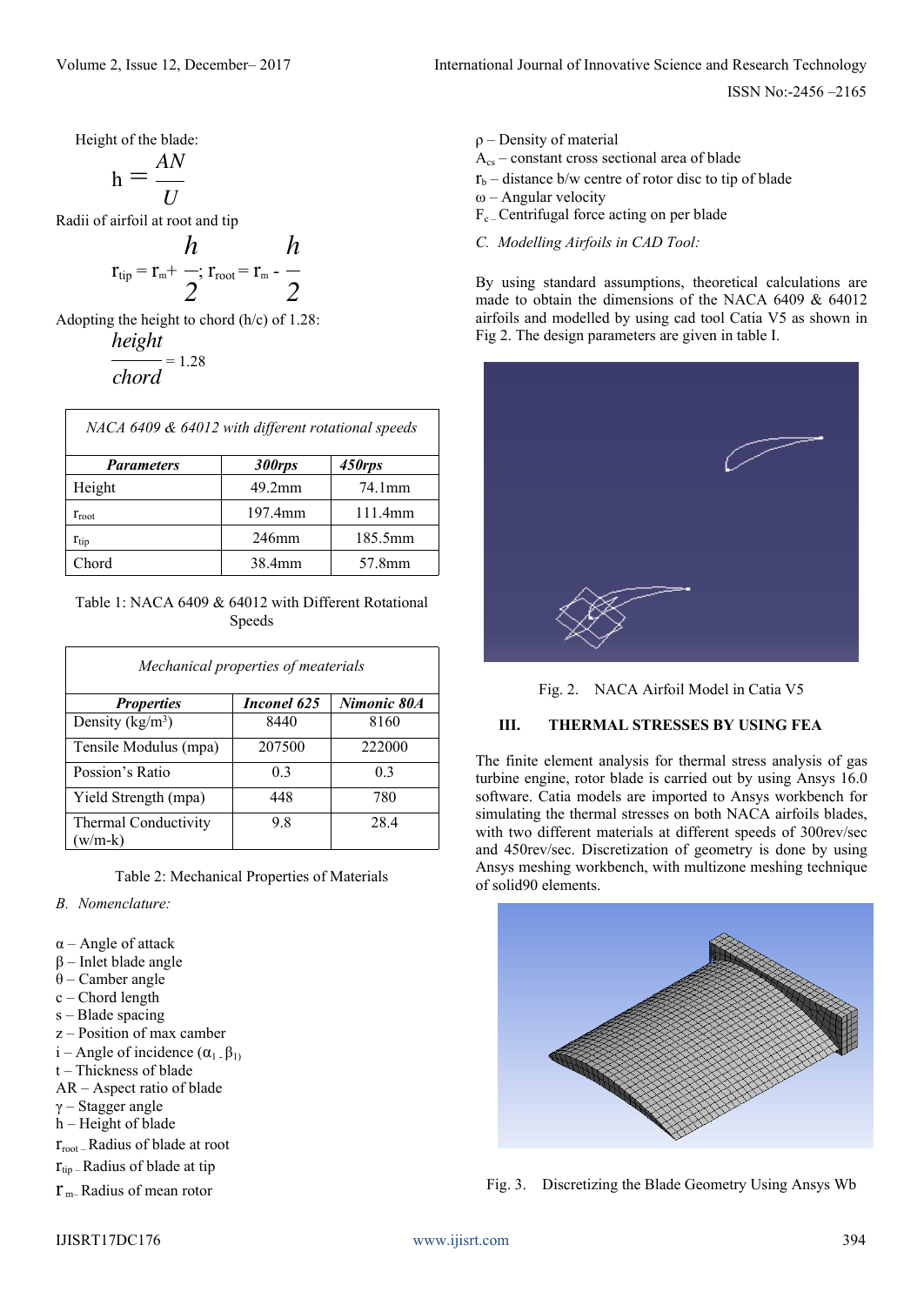Height of the blade:

$$h = \frac{AN}{U}$$

Radii of airfoil at root and tip

$$r_{tip} = r_m + \frac{h}{2};\ r_{root} = r_m - \frac{h}{2}$$

Adopting the height to chord (h/c) of 1.28:

$$\frac{height}{chord} = 1.28$$

| *NACA 6409 & 64012 with different rotational speeds* | | |
|---|---|---|
| ***Parameters*** | ***300rps*** | ***450rps*** |
| Height | 49.2mm | 74.1mm |
| $r_{root}$ | 197.4mm | 111.4mm |
| $r_{tip}$ | 246mm | 185.5mm |
| Chord | 38.4mm | 57.8mm |

Table 1: NACA 6409 & 64012 with Different Rotational Speeds

| *Mechanical properties of meaterials* | | |
|---|---|---|
| ***Properties*** | ***Inconel 625*** | ***Nimonic 80A*** |
| Density (kg/m$^3$) | 8440 | 8160 |
| Tensile Modulus (mpa) | 207500 | 222000 |
| Possion's Ratio | 0.3 | 0.3 |
| Yield Strength (mpa) | 448 | 780 |
| Thermal Conductivity (w/m-k) | 9.8 | 28.4 |

Table 2: Mechanical Properties of Materials

### *B. Nomenclature:*

$\alpha$ – Angle of attack
$\beta$ – Inlet blade angle
$\theta$ – Camber angle
c – Chord length
s – Blade spacing
z – Position of max camber
i – Angle of incidence ($\alpha_1 - \beta_1$)
t – Thickness of blade
AR – Aspect ratio of blade
$\gamma$ – Stagger angle
h – Height of blade
$r_{root}$ – Radius of blade at root
$r_{tip}$ – Radius of blade at tip
$r_m$ – Radius of mean rotor
$\rho$ – Density of material
$A_{cs}$ – constant cross sectional area of blade
$r_b$ – distance b/w centre of rotor disc to tip of blade
$\omega$ – Angular velocity
$F_c$ – Centrifugal force acting on per blade

### *C. Modelling Airfoils in CAD Tool:*

By using standard assumptions, theoretical calculations are made to obtain the dimensions of the NACA 6409 & 64012 airfoils and modelled by using cad tool Catia V5 as shown in Fig 2. The design parameters are given in table I.

Fig. 2. NACA Airfoil Model in Catia V5

## III. THERMAL STRESSES BY USING FEA

The finite element analysis for thermal stress analysis of gas turbine engine, rotor blade is carried out by using Ansys 16.0 software. Catia models are imported to Ansys workbench for simulating the thermal stresses on both NACA airfoils blades, with two different materials at different speeds of 300rev/sec and 450rev/sec. Discretization of geometry is done by using Ansys meshing workbench, with multizone meshing technique of solid90 elements.

Fig. 3. Discretizing the Blade Geometry Using Ansys Wb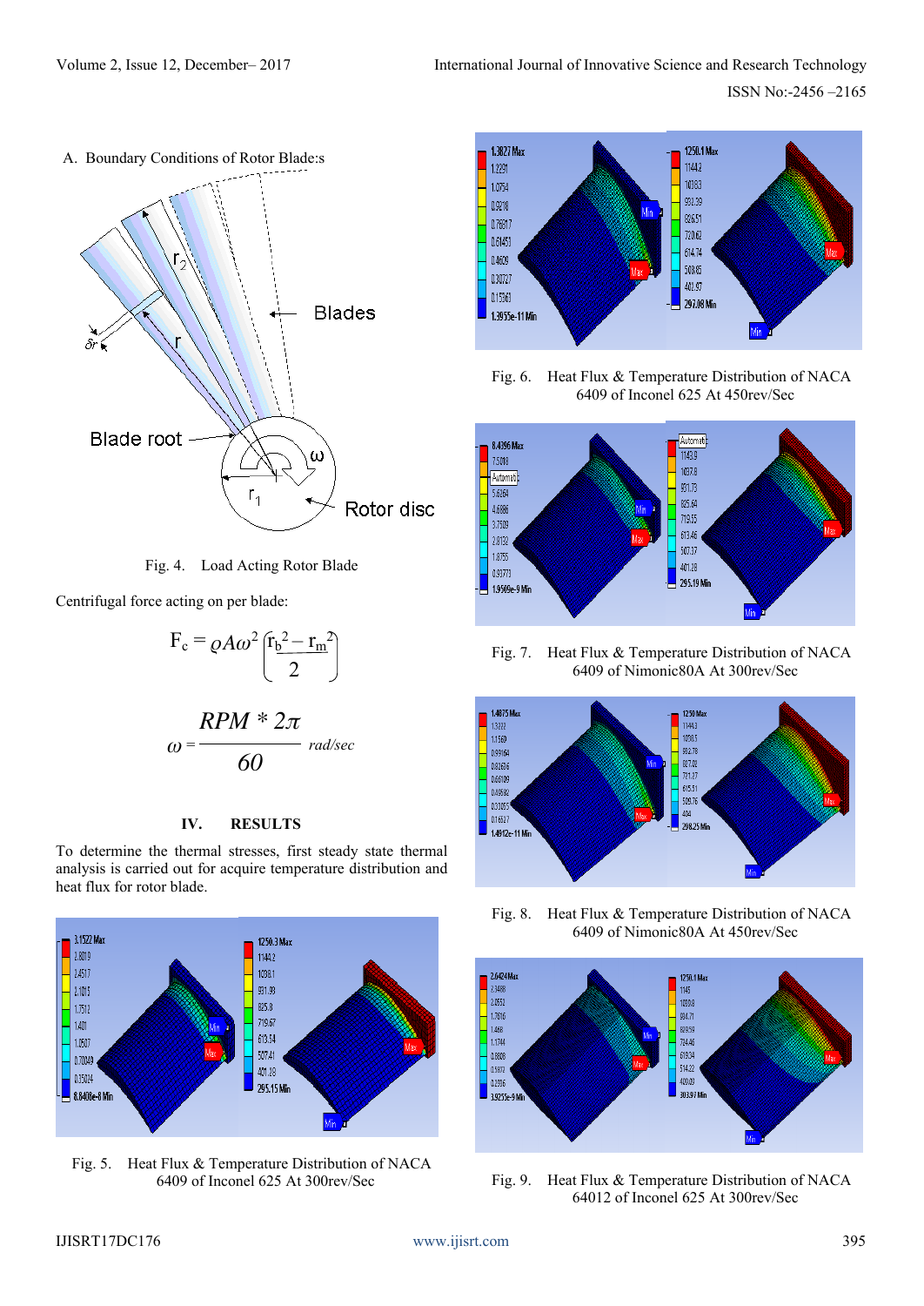A. Boundary Conditions of Rotor Blade:s

Fig. 4. Load Acting Rotor Blade

Centrifugal force acting on per blade:

$$F_c = \varrho A\omega^2 \left(\frac{r_b^2 - r_m^2}{2}\right)$$

$$\omega = \frac{RPM * 2\pi}{60} \ rad/sec$$

## IV. RESULTS

To determine the thermal stresses, first steady state thermal analysis is carried out for acquire temperature distribution and heat flux for rotor blade.

Fig. 5. Heat Flux & Temperature Distribution of NACA 6409 of Inconel 625 At 300rev/Sec

Fig. 6. Heat Flux & Temperature Distribution of NACA 6409 of Inconel 625 At 450rev/Sec

Fig. 7. Heat Flux & Temperature Distribution of NACA 6409 of Nimonic80A At 300rev/Sec

Fig. 8. Heat Flux & Temperature Distribution of NACA 6409 of Nimonic80A At 450rev/Sec

Fig. 9. Heat Flux & Temperature Distribution of NACA 64012 of Inconel 625 At 300rev/Sec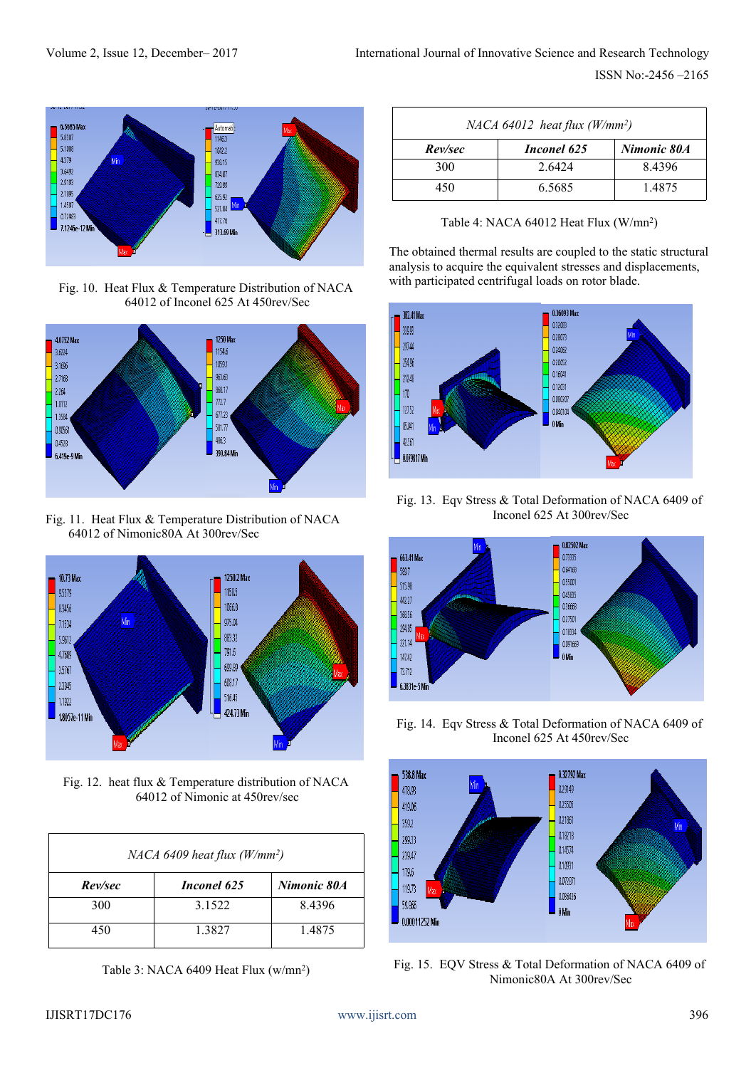Fig. 10. Heat Flux & Temperature Distribution of NACA 64012 of Inconel 625 At 450rev/Sec

Fig. 11. Heat Flux & Temperature Distribution of NACA 64012 of Nimonic80A At 300rev/Sec

Fig. 12. heat flux & Temperature distribution of NACA 64012 of Nimonic at 450rev/sec

| *NACA 6409 heat flux (W/mm²)* | | |
|---|---|---|
| ***Rev/sec*** | ***Inconel 625*** | ***Nimonic 80A*** |
| 300 | 3.1522 | 8.4396 |
| 450 | 1.3827 | 1.4875 |

Table 3: NACA 6409 Heat Flux (w/mn²)

| *NACA 64012 heat flux (W/mm²)* | | |
|---|---|---|
| ***Rev/sec*** | ***Inconel 625*** | ***Nimonic 80A*** |
| 300 | 2.6424 | 8.4396 |
| 450 | 6.5685 | 1.4875 |

Table 4: NACA 64012 Heat Flux (W/mn²)

The obtained thermal results are coupled to the static structural analysis to acquire the equivalent stresses and displacements, with participated centrifugal loads on rotor blade.

Fig. 13. Eqv Stress & Total Deformation of NACA 6409 of Inconel 625 At 300rev/Sec

Fig. 14. Eqv Stress & Total Deformation of NACA 6409 of Inconel 625 At 450rev/Sec

Fig. 15. EQV Stress & Total Deformation of NACA 6409 of Nimonic80A At 300rev/Sec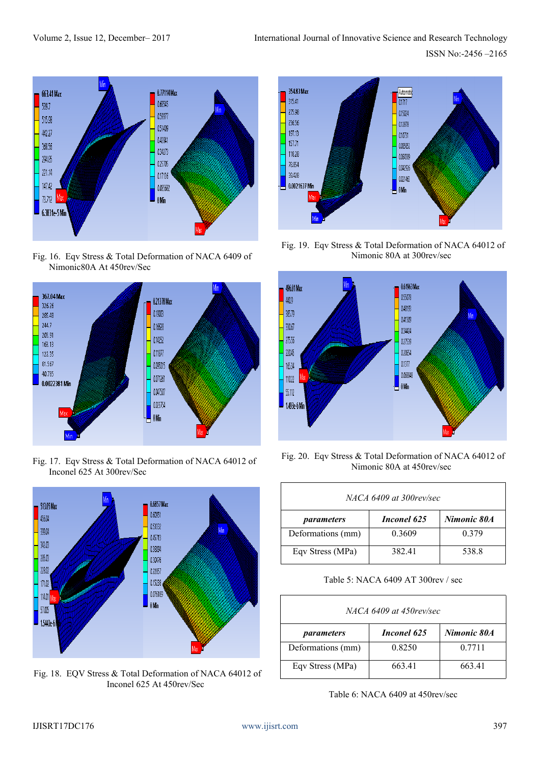Fig. 16. Eqv Stress & Total Deformation of NACA 6409 of Nimonic80A At 450rev/Sec

Fig. 17. Eqv Stress & Total Deformation of NACA 64012 of Inconel 625 At 300rev/Sec

Fig. 18. EQV Stress & Total Deformation of NACA 64012 of Inconel 625 At 450rev/Sec

Fig. 19. Eqv Stress & Total Deformation of NACA 64012 of Nimonic 80A at 300rev/sec

Fig. 20. Eqv Stress & Total Deformation of NACA 64012 of Nimonic 80A at 450rev/sec

| *NACA 6409 at 300rev/sec* | | |
|---|---|---|
| ***parameters*** | ***Inconel 625*** | ***Nimonic 80A*** |
| Deformations (mm) | 0.3609 | 0.379 |
| Eqv Stress (MPa) | 382.41 | 538.8 |

Table 5: NACA 6409 AT 300rev / sec

| *NACA 6409 at 450rev/sec* | | |
|---|---|---|
| ***parameters*** | ***Inconel 625*** | ***Nimonic 80A*** |
| Deformations (mm) | 0.8250 | 0.7711 |
| Eqv Stress (MPa) | 663.41 | 663.41 |

Table 6: NACA 6409 at 450rev/sec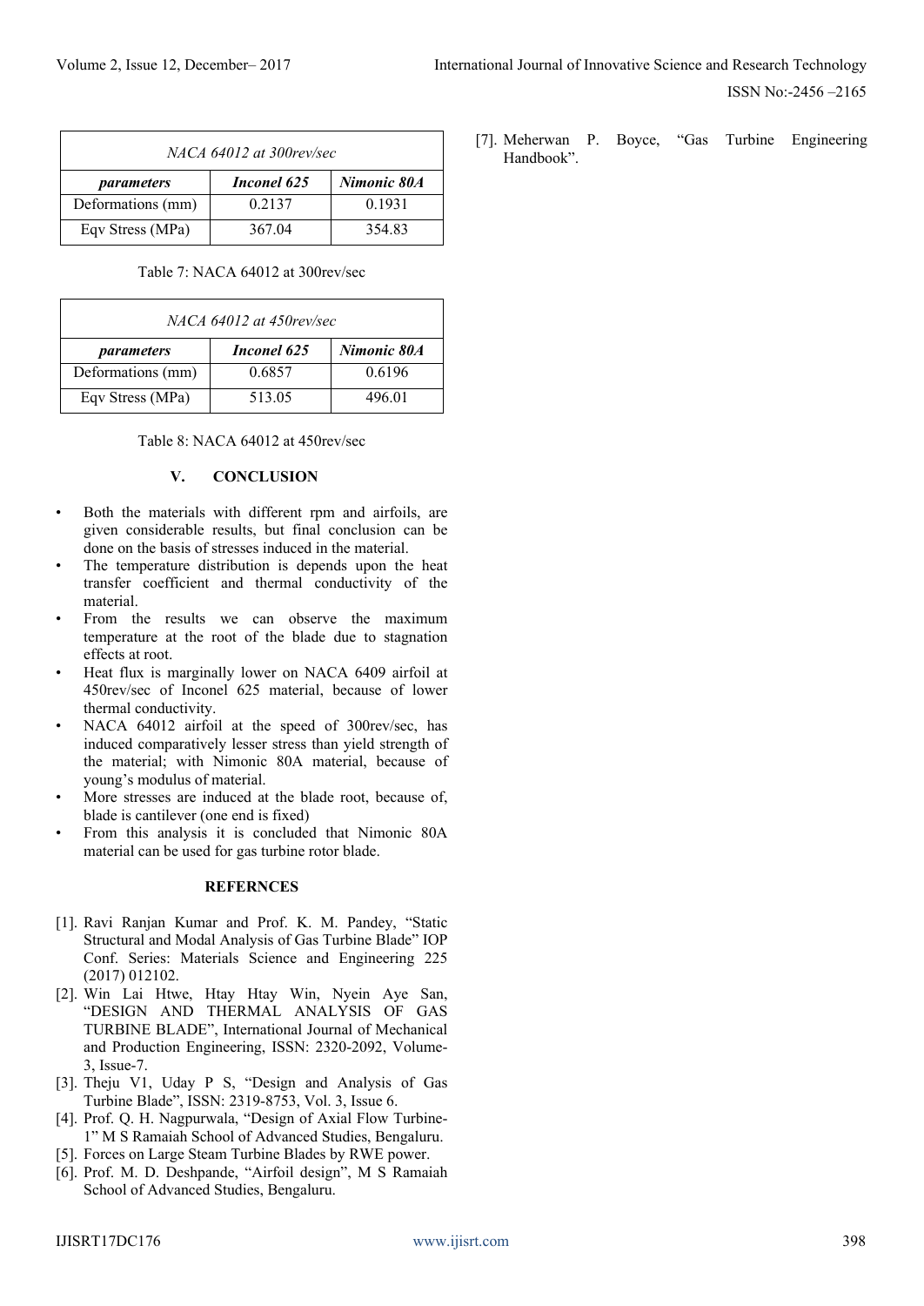| *NACA 64012 at 300rev/sec* | | |
|---|---|---|
| ***parameters*** | ***Inconel 625*** | ***Nimonic 80A*** |
| Deformations (mm) | 0.2137 | 0.1931 |
| Eqv Stress (MPa) | 367.04 | 354.83 |

Table 7: NACA 64012 at 300rev/sec

| *NACA 64012 at 450rev/sec* | | |
|---|---|---|
| ***parameters*** | ***Inconel 625*** | ***Nimonic 80A*** |
| Deformations (mm) | 0.6857 | 0.6196 |
| Eqv Stress (MPa) | 513.05 | 496.01 |

Table 8: NACA 64012 at 450rev/sec

## V. CONCLUSION

- Both the materials with different rpm and airfoils, are given considerable results, but final conclusion can be done on the basis of stresses induced in the material.
- The temperature distribution is depends upon the heat transfer coefficient and thermal conductivity of the material.
- From the results we can observe the maximum temperature at the root of the blade due to stagnation effects at root.
- Heat flux is marginally lower on NACA 6409 airfoil at 450rev/sec of Inconel 625 material, because of lower thermal conductivity.
- NACA 64012 airfoil at the speed of 300rev/sec, has induced comparatively lesser stress than yield strength of the material; with Nimonic 80A material, because of young's modulus of material.
- More stresses are induced at the blade root, because of, blade is cantilever (one end is fixed)
- From this analysis it is concluded that Nimonic 80A material can be used for gas turbine rotor blade.

## REFERNCES

[1]. Ravi Ranjan Kumar and Prof. K. M. Pandey, "Static Structural and Modal Analysis of Gas Turbine Blade" IOP Conf. Series: Materials Science and Engineering 225 (2017) 012102.

[2]. Win Lai Htwe, Htay Htay Win, Nyein Aye San, "DESIGN AND THERMAL ANALYSIS OF GAS TURBINE BLADE", International Journal of Mechanical and Production Engineering, ISSN: 2320-2092, Volume-3, Issue-7.

[3]. Theju V1, Uday P S, "Design and Analysis of Gas Turbine Blade", ISSN: 2319-8753, Vol. 3, Issue 6.

[4]. Prof. Q. H. Nagpurwala, "Design of Axial Flow Turbine-1" M S Ramaiah School of Advanced Studies, Bengaluru.

[5]. Forces on Large Steam Turbine Blades by RWE power.

[6]. Prof. M. D. Deshpande, "Airfoil design", M S Ramaiah School of Advanced Studies, Bengaluru.

[7]. Meherwan P. Boyce, "Gas Turbine Engineering Handbook".